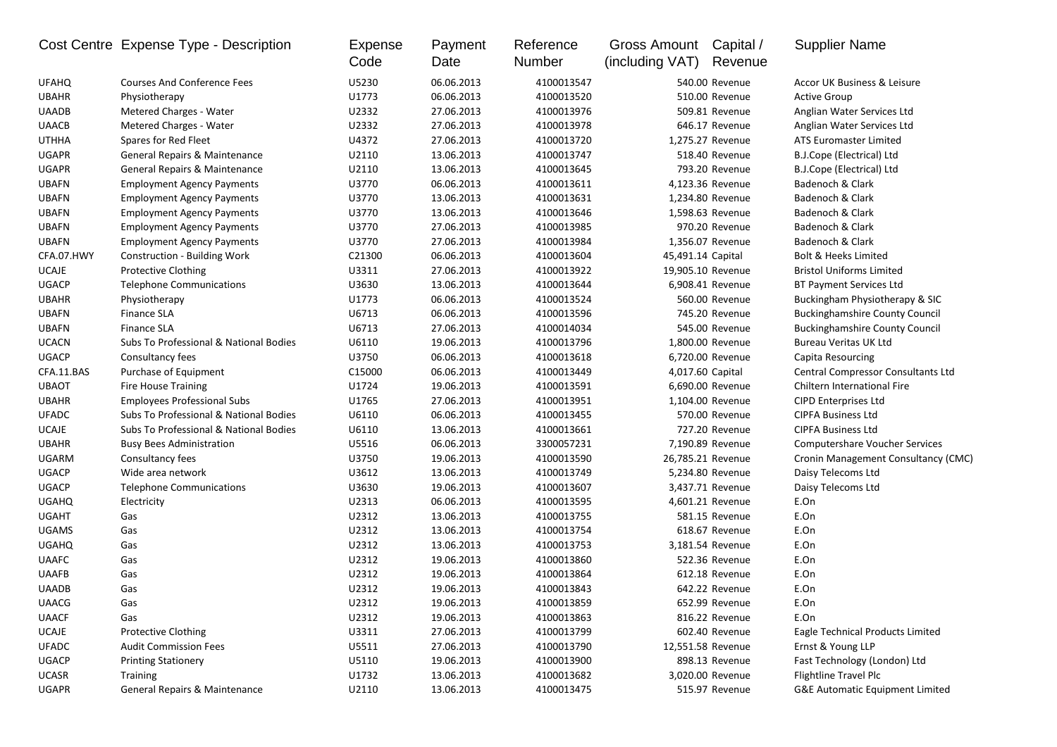| Cost Centre | Expense Type - Description | Expense Code | Payment Date | Reference Number | Gross Amount (including VAT) | Capital / Revenue | Supplier Name |
|---|---|---|---|---|---|---|---|
| UFAHQ | Courses And Conference Fees | U5230 | 06.06.2013 | 4100013547 | 540.00 | Revenue | Accor UK Business & Leisure |
| UBAHR | Physiotherapy | U1773 | 06.06.2013 | 4100013520 | 510.00 | Revenue | Active Group |
| UAADB | Metered Charges - Water | U2332 | 27.06.2013 | 4100013976 | 509.81 | Revenue | Anglian Water Services Ltd |
| UAACB | Metered Charges - Water | U2332 | 27.06.2013 | 4100013978 | 646.17 | Revenue | Anglian Water Services Ltd |
| UTHHA | Spares for Red Fleet | U4372 | 27.06.2013 | 4100013720 | 1,275.27 | Revenue | ATS Euromaster Limited |
| UGAPR | General Repairs & Maintenance | U2110 | 13.06.2013 | 4100013747 | 518.40 | Revenue | B.J.Cope (Electrical) Ltd |
| UGAPR | General Repairs & Maintenance | U2110 | 13.06.2013 | 4100013645 | 793.20 | Revenue | B.J.Cope (Electrical) Ltd |
| UBAFN | Employment Agency Payments | U3770 | 06.06.2013 | 4100013611 | 4,123.36 | Revenue | Badenoch & Clark |
| UBAFN | Employment Agency Payments | U3770 | 13.06.2013 | 4100013631 | 1,234.80 | Revenue | Badenoch & Clark |
| UBAFN | Employment Agency Payments | U3770 | 13.06.2013 | 4100013646 | 1,598.63 | Revenue | Badenoch & Clark |
| UBAFN | Employment Agency Payments | U3770 | 27.06.2013 | 4100013985 | 970.20 | Revenue | Badenoch & Clark |
| UBAFN | Employment Agency Payments | U3770 | 27.06.2013 | 4100013984 | 1,356.07 | Revenue | Badenoch & Clark |
| CFA.07.HWY | Construction - Building Work | C21300 | 06.06.2013 | 4100013604 | 45,491.14 | Capital | Bolt & Heeks Limited |
| UCAJE | Protective Clothing | U3311 | 27.06.2013 | 4100013922 | 19,905.10 | Revenue | Bristol Uniforms Limited |
| UGACP | Telephone Communications | U3630 | 13.06.2013 | 4100013644 | 6,908.41 | Revenue | BT Payment Services Ltd |
| UBAHR | Physiotherapy | U1773 | 06.06.2013 | 4100013524 | 560.00 | Revenue | Buckingham Physiotherapy & SIC |
| UBAFN | Finance SLA | U6713 | 06.06.2013 | 4100013596 | 745.20 | Revenue | Buckinghamshire County Council |
| UBAFN | Finance SLA | U6713 | 27.06.2013 | 4100014034 | 545.00 | Revenue | Buckinghamshire County Council |
| UCACN | Subs To Professional & National Bodies | U6110 | 19.06.2013 | 4100013796 | 1,800.00 | Revenue | Bureau Veritas UK Ltd |
| UGACP | Consultancy fees | U3750 | 06.06.2013 | 4100013618 | 6,720.00 | Revenue | Capita Resourcing |
| CFA.11.BAS | Purchase of Equipment | C15000 | 06.06.2013 | 4100013449 | 4,017.60 | Capital | Central Compressor Consultants Ltd |
| UBAOT | Fire House Training | U1724 | 19.06.2013 | 4100013591 | 6,690.00 | Revenue | Chiltern International Fire |
| UBAHR | Employees Professional Subs | U1765 | 27.06.2013 | 4100013951 | 1,104.00 | Revenue | CIPD Enterprises Ltd |
| UFADC | Subs To Professional & National Bodies | U6110 | 06.06.2013 | 4100013455 | 570.00 | Revenue | CIPFA Business Ltd |
| UCAJE | Subs To Professional & National Bodies | U6110 | 13.06.2013 | 4100013661 | 727.20 | Revenue | CIPFA Business Ltd |
| UBAHR | Busy Bees Administration | U5516 | 06.06.2013 | 3300057231 | 7,190.89 | Revenue | Computershare Voucher Services |
| UGARM | Consultancy fees | U3750 | 19.06.2013 | 4100013590 | 26,785.21 | Revenue | Cronin Management Consultancy (CMC) |
| UGACP | Wide area network | U3612 | 13.06.2013 | 4100013749 | 5,234.80 | Revenue | Daisy Telecoms Ltd |
| UGACP | Telephone Communications | U3630 | 19.06.2013 | 4100013607 | 3,437.71 | Revenue | Daisy Telecoms Ltd |
| UGAHQ | Electricity | U2313 | 06.06.2013 | 4100013595 | 4,601.21 | Revenue | E.On |
| UGAHT | Gas | U2312 | 13.06.2013 | 4100013755 | 581.15 | Revenue | E.On |
| UGAMS | Gas | U2312 | 13.06.2013 | 4100013754 | 618.67 | Revenue | E.On |
| UGAHQ | Gas | U2312 | 13.06.2013 | 4100013753 | 3,181.54 | Revenue | E.On |
| UAAFC | Gas | U2312 | 19.06.2013 | 4100013860 | 522.36 | Revenue | E.On |
| UAAFB | Gas | U2312 | 19.06.2013 | 4100013864 | 612.18 | Revenue | E.On |
| UAADB | Gas | U2312 | 19.06.2013 | 4100013843 | 642.22 | Revenue | E.On |
| UAACG | Gas | U2312 | 19.06.2013 | 4100013859 | 652.99 | Revenue | E.On |
| UAACF | Gas | U2312 | 19.06.2013 | 4100013863 | 816.22 | Revenue | E.On |
| UCAJE | Protective Clothing | U3311 | 27.06.2013 | 4100013799 | 602.40 | Revenue | Eagle Technical Products Limited |
| UFADC | Audit Commission Fees | U5511 | 27.06.2013 | 4100013790 | 12,551.58 | Revenue | Ernst & Young LLP |
| UGACP | Printing Stationery | U5110 | 19.06.2013 | 4100013900 | 898.13 | Revenue | Fast Technology (London) Ltd |
| UCASR | Training | U1732 | 13.06.2013 | 4100013682 | 3,020.00 | Revenue | Flightline Travel Plc |
| UGAPR | General Repairs & Maintenance | U2110 | 13.06.2013 | 4100013475 | 515.97 | Revenue | G&E Automatic Equipment Limited |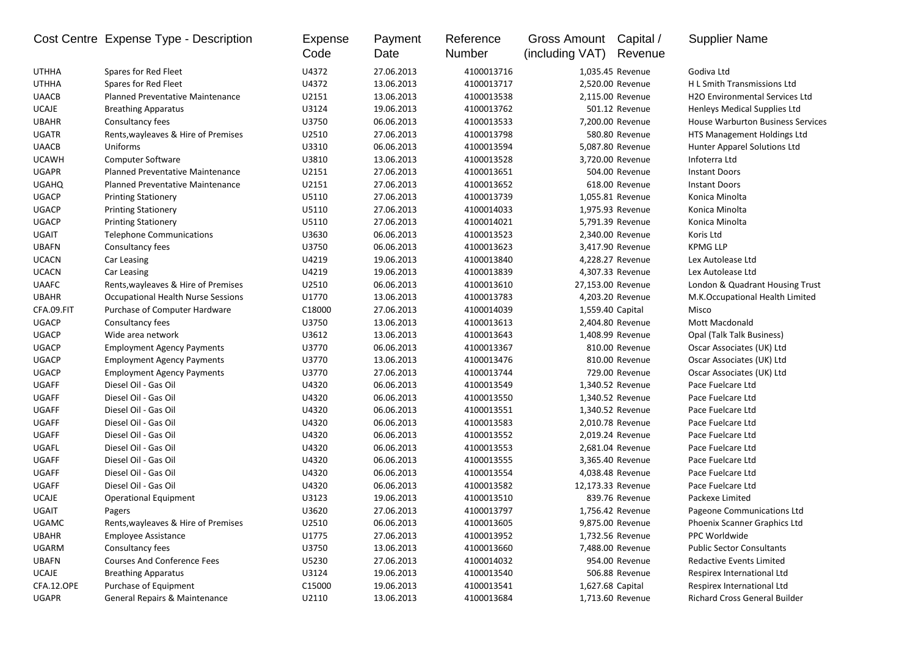| Cost Centre | Expense Type - Description | Expense Code | Payment Date | Reference Number | Gross Amount (including VAT) | Capital / Revenue | Supplier Name |
|---|---|---|---|---|---|---|---|
| UTHHA | Spares for Red Fleet | U4372 | 27.06.2013 | 4100013716 | 1,035.45 | Revenue | Godiva Ltd |
| UTHHA | Spares for Red Fleet | U4372 | 13.06.2013 | 4100013717 | 2,520.00 | Revenue | H L Smith Transmissions Ltd |
| UAACB | Planned Preventative Maintenance | U2151 | 13.06.2013 | 4100013538 | 2,115.00 | Revenue | H2O Environmental Services Ltd |
| UCAJE | Breathing Apparatus | U3124 | 19.06.2013 | 4100013762 | 501.12 | Revenue | Henleys Medical Supplies Ltd |
| UBAHR | Consultancy fees | U3750 | 06.06.2013 | 4100013533 | 7,200.00 | Revenue | House Warburton Business Services |
| UGATR | Rents,wayleaves & Hire of Premises | U2510 | 27.06.2013 | 4100013798 | 580.80 | Revenue | HTS Management Holdings Ltd |
| UAACB | Uniforms | U3310 | 06.06.2013 | 4100013594 | 5,087.80 | Revenue | Hunter Apparel Solutions Ltd |
| UCAWH | Computer Software | U3810 | 13.06.2013 | 4100013528 | 3,720.00 | Revenue | Infoterra Ltd |
| UGAPR | Planned Preventative Maintenance | U2151 | 27.06.2013 | 4100013651 | 504.00 | Revenue | Instant Doors |
| UGAHQ | Planned Preventative Maintenance | U2151 | 27.06.2013 | 4100013652 | 618.00 | Revenue | Instant Doors |
| UGACP | Printing Stationery | U5110 | 27.06.2013 | 4100013739 | 1,055.81 | Revenue | Konica Minolta |
| UGACP | Printing Stationery | U5110 | 27.06.2013 | 4100014033 | 1,975.93 | Revenue | Konica Minolta |
| UGACP | Printing Stationery | U5110 | 27.06.2013 | 4100014021 | 5,791.39 | Revenue | Konica Minolta |
| UGAIT | Telephone Communications | U3630 | 06.06.2013 | 4100013523 | 2,340.00 | Revenue | Koris Ltd |
| UBAFN | Consultancy fees | U3750 | 06.06.2013 | 4100013623 | 3,417.90 | Revenue | KPMG LLP |
| UCACN | Car Leasing | U4219 | 19.06.2013 | 4100013840 | 4,228.27 | Revenue | Lex Autolease Ltd |
| UCACN | Car Leasing | U4219 | 19.06.2013 | 4100013839 | 4,307.33 | Revenue | Lex Autolease Ltd |
| UAAFC | Rents,wayleaves & Hire of Premises | U2510 | 06.06.2013 | 4100013610 | 27,153.00 | Revenue | London & Quadrant Housing Trust |
| UBAHR | Occupational Health Nurse Sessions | U1770 | 13.06.2013 | 4100013783 | 4,203.20 | Revenue | M.K.Occupational Health Limited |
| CFA.09.FIT | Purchase of Computer Hardware | C18000 | 27.06.2013 | 4100014039 | 1,559.40 | Capital | Misco |
| UGACP | Consultancy fees | U3750 | 13.06.2013 | 4100013613 | 2,404.80 | Revenue | Mott Macdonald |
| UGACP | Wide area network | U3612 | 13.06.2013 | 4100013643 | 1,408.99 | Revenue | Opal (Talk Talk Business) |
| UGACP | Employment Agency Payments | U3770 | 06.06.2013 | 4100013367 | 810.00 | Revenue | Oscar Associates (UK) Ltd |
| UGACP | Employment Agency Payments | U3770 | 13.06.2013 | 4100013476 | 810.00 | Revenue | Oscar Associates (UK) Ltd |
| UGACP | Employment Agency Payments | U3770 | 27.06.2013 | 4100013744 | 729.00 | Revenue | Oscar Associates (UK) Ltd |
| UGAFF | Diesel Oil - Gas Oil | U4320 | 06.06.2013 | 4100013549 | 1,340.52 | Revenue | Pace Fuelcare Ltd |
| UGAFF | Diesel Oil - Gas Oil | U4320 | 06.06.2013 | 4100013550 | 1,340.52 | Revenue | Pace Fuelcare Ltd |
| UGAFF | Diesel Oil - Gas Oil | U4320 | 06.06.2013 | 4100013551 | 1,340.52 | Revenue | Pace Fuelcare Ltd |
| UGAFF | Diesel Oil - Gas Oil | U4320 | 06.06.2013 | 4100013583 | 2,010.78 | Revenue | Pace Fuelcare Ltd |
| UGAFF | Diesel Oil - Gas Oil | U4320 | 06.06.2013 | 4100013552 | 2,019.24 | Revenue | Pace Fuelcare Ltd |
| UGAFL | Diesel Oil - Gas Oil | U4320 | 06.06.2013 | 4100013553 | 2,681.04 | Revenue | Pace Fuelcare Ltd |
| UGAFF | Diesel Oil - Gas Oil | U4320 | 06.06.2013 | 4100013555 | 3,365.40 | Revenue | Pace Fuelcare Ltd |
| UGAFF | Diesel Oil - Gas Oil | U4320 | 06.06.2013 | 4100013554 | 4,038.48 | Revenue | Pace Fuelcare Ltd |
| UGAFF | Diesel Oil - Gas Oil | U4320 | 06.06.2013 | 4100013582 | 12,173.33 | Revenue | Pace Fuelcare Ltd |
| UCAJE | Operational Equipment | U3123 | 19.06.2013 | 4100013510 | 839.76 | Revenue | Packexe Limited |
| UGAIT | Pagers | U3620 | 27.06.2013 | 4100013797 | 1,756.42 | Revenue | Pageone Communications Ltd |
| UGAMC | Rents,wayleaves & Hire of Premises | U2510 | 06.06.2013 | 4100013605 | 9,875.00 | Revenue | Phoenix Scanner Graphics Ltd |
| UBAHR | Employee Assistance | U1775 | 27.06.2013 | 4100013952 | 1,732.56 | Revenue | PPC Worldwide |
| UGARM | Consultancy fees | U3750 | 13.06.2013 | 4100013660 | 7,488.00 | Revenue | Public Sector Consultants |
| UBAFN | Courses And Conference Fees | U5230 | 27.06.2013 | 4100014032 | 954.00 | Revenue | Redactive Events Limited |
| UCAJE | Breathing Apparatus | U3124 | 19.06.2013 | 4100013540 | 506.88 | Revenue | Respirex International Ltd |
| CFA.12.OPE | Purchase of Equipment | C15000 | 19.06.2013 | 4100013541 | 1,627.68 | Capital | Respirex International Ltd |
| UGAPR | General Repairs & Maintenance | U2110 | 13.06.2013 | 4100013684 | 1,713.60 | Revenue | Richard Cross General Builder |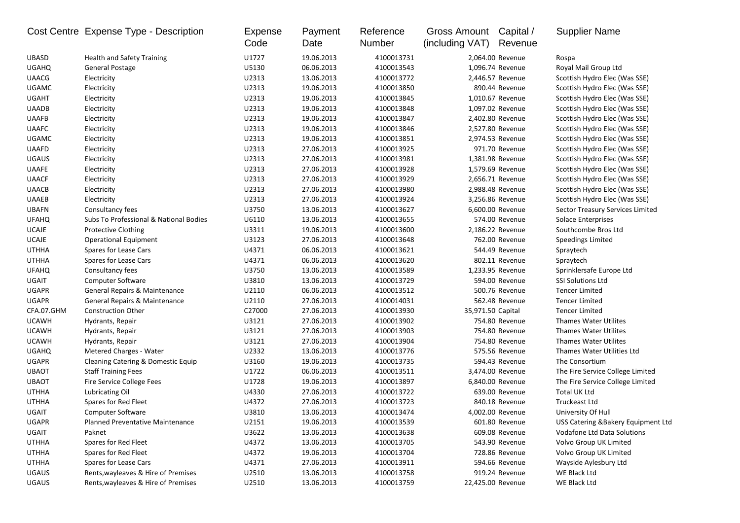| Cost Centre | Expense Type - Description | Expense Code | Payment Date | Reference Number | Gross Amount (including VAT) | Capital / Revenue | Supplier Name |
|---|---|---|---|---|---|---|---|
| UBASD | Health and Safety Training | U1727 | 19.06.2013 | 4100013731 | 2,064.00 | Revenue | Rospa |
| UGAHQ | General Postage | U5130 | 06.06.2013 | 4100013543 | 1,096.74 | Revenue | Royal Mail Group Ltd |
| UAACG | Electricity | U2313 | 13.06.2013 | 4100013772 | 2,446.57 | Revenue | Scottish Hydro Elec (Was SSE) |
| UGAMC | Electricity | U2313 | 19.06.2013 | 4100013850 | 890.44 | Revenue | Scottish Hydro Elec (Was SSE) |
| UGAHT | Electricity | U2313 | 19.06.2013 | 4100013845 | 1,010.67 | Revenue | Scottish Hydro Elec (Was SSE) |
| UAADB | Electricity | U2313 | 19.06.2013 | 4100013848 | 1,097.02 | Revenue | Scottish Hydro Elec (Was SSE) |
| UAAFB | Electricity | U2313 | 19.06.2013 | 4100013847 | 2,402.80 | Revenue | Scottish Hydro Elec (Was SSE) |
| UAAFC | Electricity | U2313 | 19.06.2013 | 4100013846 | 2,527.80 | Revenue | Scottish Hydro Elec (Was SSE) |
| UGAMC | Electricity | U2313 | 19.06.2013 | 4100013851 | 2,974.53 | Revenue | Scottish Hydro Elec (Was SSE) |
| UAAFD | Electricity | U2313 | 27.06.2013 | 4100013925 | 971.70 | Revenue | Scottish Hydro Elec (Was SSE) |
| UGAUS | Electricity | U2313 | 27.06.2013 | 4100013981 | 1,381.98 | Revenue | Scottish Hydro Elec (Was SSE) |
| UAAFE | Electricity | U2313 | 27.06.2013 | 4100013928 | 1,579.69 | Revenue | Scottish Hydro Elec (Was SSE) |
| UAACF | Electricity | U2313 | 27.06.2013 | 4100013929 | 2,656.71 | Revenue | Scottish Hydro Elec (Was SSE) |
| UAACB | Electricity | U2313 | 27.06.2013 | 4100013980 | 2,988.48 | Revenue | Scottish Hydro Elec (Was SSE) |
| UAAEB | Electricity | U2313 | 27.06.2013 | 4100013924 | 3,256.86 | Revenue | Scottish Hydro Elec (Was SSE) |
| UBAFN | Consultancy fees | U3750 | 13.06.2013 | 4100013627 | 6,600.00 | Revenue | Sector Treasury Services Limited |
| UFAHQ | Subs To Professional & National Bodies | U6110 | 13.06.2013 | 4100013655 | 574.00 | Revenue | Solace Enterprises |
| UCAJE | Protective Clothing | U3311 | 19.06.2013 | 4100013600 | 2,186.22 | Revenue | Southcombe Bros Ltd |
| UCAJE | Operational Equipment | U3123 | 27.06.2013 | 4100013648 | 762.00 | Revenue | Speedings Limited |
| UTHHA | Spares for Lease Cars | U4371 | 06.06.2013 | 4100013621 | 544.49 | Revenue | Spraytech |
| UTHHA | Spares for Lease Cars | U4371 | 06.06.2013 | 4100013620 | 802.11 | Revenue | Spraytech |
| UFAHQ | Consultancy fees | U3750 | 13.06.2013 | 4100013589 | 1,233.95 | Revenue | Sprinklersafe Europe Ltd |
| UGAIT | Computer Software | U3810 | 13.06.2013 | 4100013729 | 594.00 | Revenue | SSI Solutions Ltd |
| UGAPR | General Repairs & Maintenance | U2110 | 06.06.2013 | 4100013512 | 500.76 | Revenue | Tencer Limited |
| UGAPR | General Repairs & Maintenance | U2110 | 27.06.2013 | 4100014031 | 562.48 | Revenue | Tencer Limited |
| CFA.07.GHM | Construction Other | C27000 | 27.06.2013 | 4100013930 | 35,971.50 | Capital | Tencer Limited |
| UCAWH | Hydrants, Repair | U3121 | 27.06.2013 | 4100013902 | 754.80 | Revenue | Thames Water Utilites |
| UCAWH | Hydrants, Repair | U3121 | 27.06.2013 | 4100013903 | 754.80 | Revenue | Thames Water Utilites |
| UCAWH | Hydrants, Repair | U3121 | 27.06.2013 | 4100013904 | 754.80 | Revenue | Thames Water Utilites |
| UGAHQ | Metered Charges - Water | U2332 | 13.06.2013 | 4100013776 | 575.56 | Revenue | Thames Water Utilities Ltd |
| UGAPR | Cleaning Catering & Domestic Equip | U3160 | 19.06.2013 | 4100013735 | 594.43 | Revenue | The Consortium |
| UBAOT | Staff Training Fees | U1722 | 06.06.2013 | 4100013511 | 3,474.00 | Revenue | The Fire Service College Limited |
| UBAOT | Fire Service College Fees | U1728 | 19.06.2013 | 4100013897 | 6,840.00 | Revenue | The Fire Service College Limited |
| UTHHA | Lubricating Oil | U4330 | 27.06.2013 | 4100013722 | 639.00 | Revenue | Total UK Ltd |
| UTHHA | Spares for Red Fleet | U4372 | 27.06.2013 | 4100013723 | 840.18 | Revenue | Truckeast Ltd |
| UGAIT | Computer Software | U3810 | 13.06.2013 | 4100013474 | 4,002.00 | Revenue | University Of Hull |
| UGAPR | Planned Preventative Maintenance | U2151 | 19.06.2013 | 4100013539 | 601.80 | Revenue | USS Catering &Bakery Equipment Ltd |
| UGAIT | Paknet | U3622 | 13.06.2013 | 4100013638 | 609.08 | Revenue | Vodafone Ltd Data Solutions |
| UTHHA | Spares for Red Fleet | U4372 | 13.06.2013 | 4100013705 | 543.90 | Revenue | Volvo Group UK Limited |
| UTHHA | Spares for Red Fleet | U4372 | 19.06.2013 | 4100013704 | 728.86 | Revenue | Volvo Group UK Limited |
| UTHHA | Spares for Lease Cars | U4371 | 27.06.2013 | 4100013911 | 594.66 | Revenue | Wayside Aylesbury Ltd |
| UGAUS | Rents,wayleaves & Hire of Premises | U2510 | 13.06.2013 | 4100013758 | 919.24 | Revenue | WE Black Ltd |
| UGAUS | Rents,wayleaves & Hire of Premises | U2510 | 13.06.2013 | 4100013759 | 22,425.00 | Revenue | WE Black Ltd |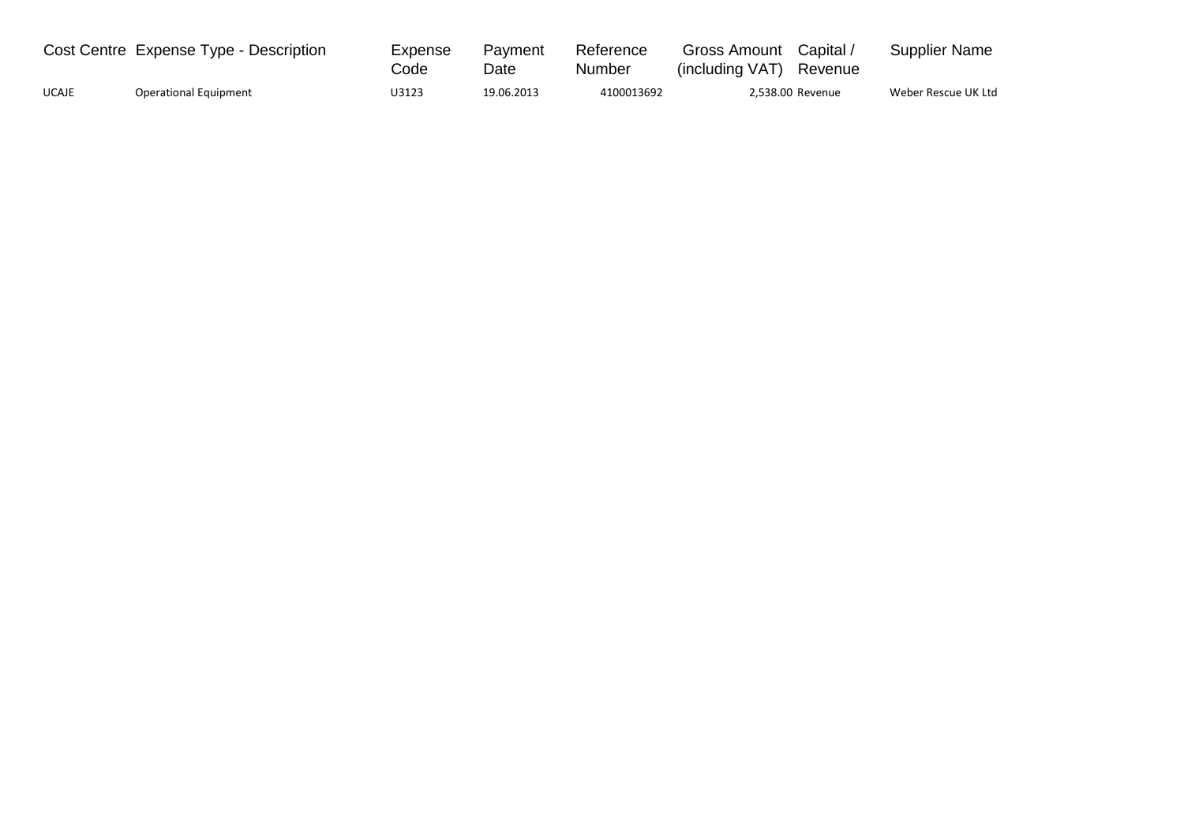| Cost Centre | Expense Type - Description | Expense Code | Payment Date | Reference Number | Gross Amount (including VAT) | Capital / Revenue | Supplier Name |
|---|---|---|---|---|---|---|---|
| UCAJE | Operational Equipment | U3123 | 19.06.2013 | 4100013692 | 2,538.00 | Revenue | Weber Rescue UK Ltd |